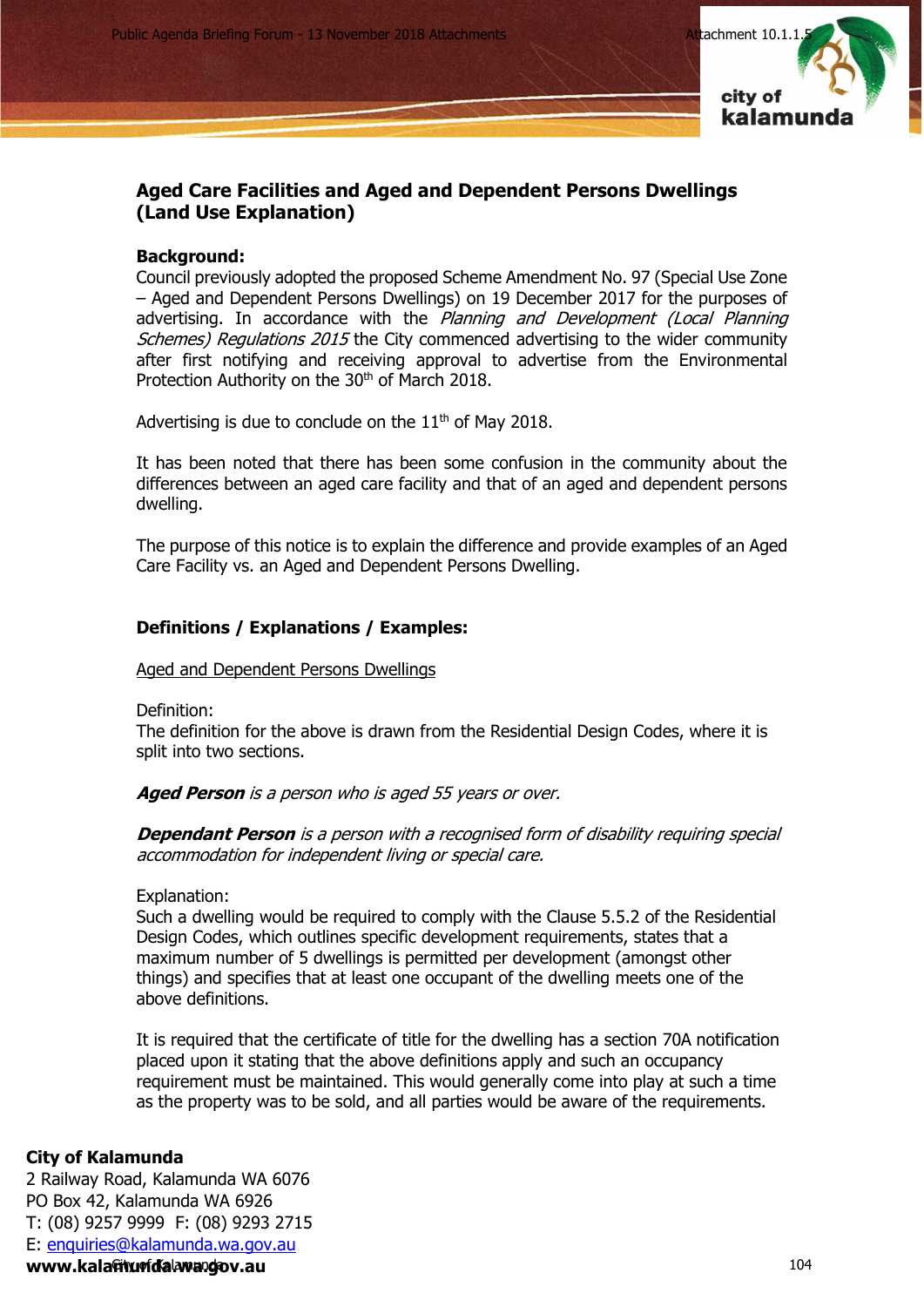## Aged Care Facilities and Aged and Dependent Persons Dwellings (Land Use Explanation)

**Background:**

Council previously adopted the proposed Scheme Amendment No. 97 (Special Use Zone – Aged and Dependent Persons Dwellings) on 19 December 2017 for the purposes of advertising. In accordance with the *Planning and Development (Local Planning Schemes) Regulations 2015* the City commenced advertising to the wider community after first notifying and receiving approval to advertise from the Environmental Protection Authority on the 30th of March 2018.

Advertising is due to conclude on the 11th of May 2018.

It has been noted that there has been some confusion in the community about the differences between an aged care facility and that of an aged and dependent persons dwelling.

The purpose of this notice is to explain the difference and provide examples of an Aged Care Facility vs. an Aged and Dependent Persons Dwelling.

**Definitions / Explanations / Examples:**

Aged and Dependent Persons Dwellings

Definition:
The definition for the above is drawn from the Residential Design Codes, where it is split into two sections.

***Aged Person*** *is a person who is aged 55 years or over.*

***Dependant Person*** *is a person with a recognised form of disability requiring special accommodation for independent living or special care.*

Explanation:
Such a dwelling would be required to comply with the Clause 5.5.2 of the Residential Design Codes, which outlines specific development requirements, states that a maximum number of 5 dwellings is permitted per development (amongst other things) and specifies that at least one occupant of the dwelling meets one of the above definitions.

It is required that the certificate of title for the dwelling has a section 70A notification placed upon it stating that the above definitions apply and such an occupancy requirement must be maintained. This would generally come into play at such a time as the property was to be sold, and all parties would be aware of the requirements.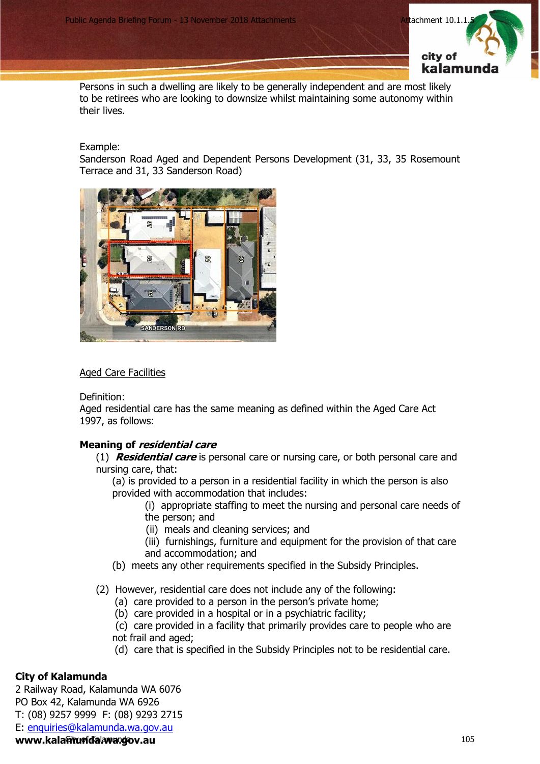Persons in such a dwelling are likely to be generally independent and are most likely to be retirees who are looking to downsize whilst maintaining some autonomy within their lives.

Example:
Sanderson Road Aged and Dependent Persons Development (31, 33, 35 Rosemount Terrace and 31, 33 Sanderson Road)

SANDERSON RD

Aged Care Facilities

Definition:
Aged residential care has the same meaning as defined within the Aged Care Act 1997, as follows:

**Meaning of *residential care***

(1) ***Residential care*** is personal care or nursing care, or both personal care and nursing care, that:

(a) is provided to a person in a residential facility in which the person is also provided with accommodation that includes:

(i) appropriate staffing to meet the nursing and personal care needs of the person; and

(ii) meals and cleaning services; and

(iii) furnishings, furniture and equipment for the provision of that care and accommodation; and

(b) meets any other requirements specified in the Subsidy Principles.

(2) However, residential care does not include any of the following:

(a) care provided to a person in the person's private home;

(b) care provided in a hospital or in a psychiatric facility;

(c) care provided in a facility that primarily provides care to people who are not frail and aged;

(d) care that is specified in the Subsidy Principles not to be residential care.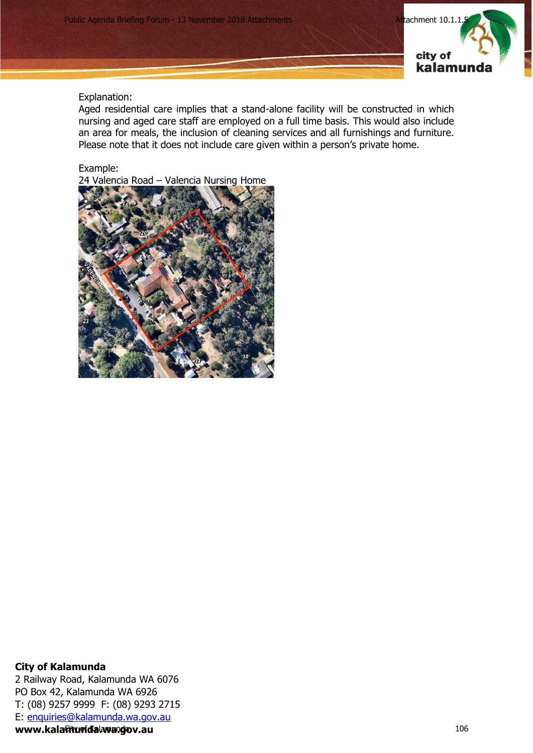Explanation:
Aged residential care implies that a stand-alone facility will be constructed in which nursing and aged care staff are employed on a full time basis. This would also include an area for meals, the inclusion of cleaning services and all furnishings and furniture. Please note that it does not include care given within a person's private home.

Example:
24 Valencia Road – Valencia Nursing Home

**City of Kalamunda**
2 Railway Road, Kalamunda WA 6076
PO Box 42, Kalamunda WA 6926
T: (08) 9257 9999 F: (08) 9293 2715
E: enquiries@kalamunda.wa.gov.au
**www.kalamunda.wa.gov.au**